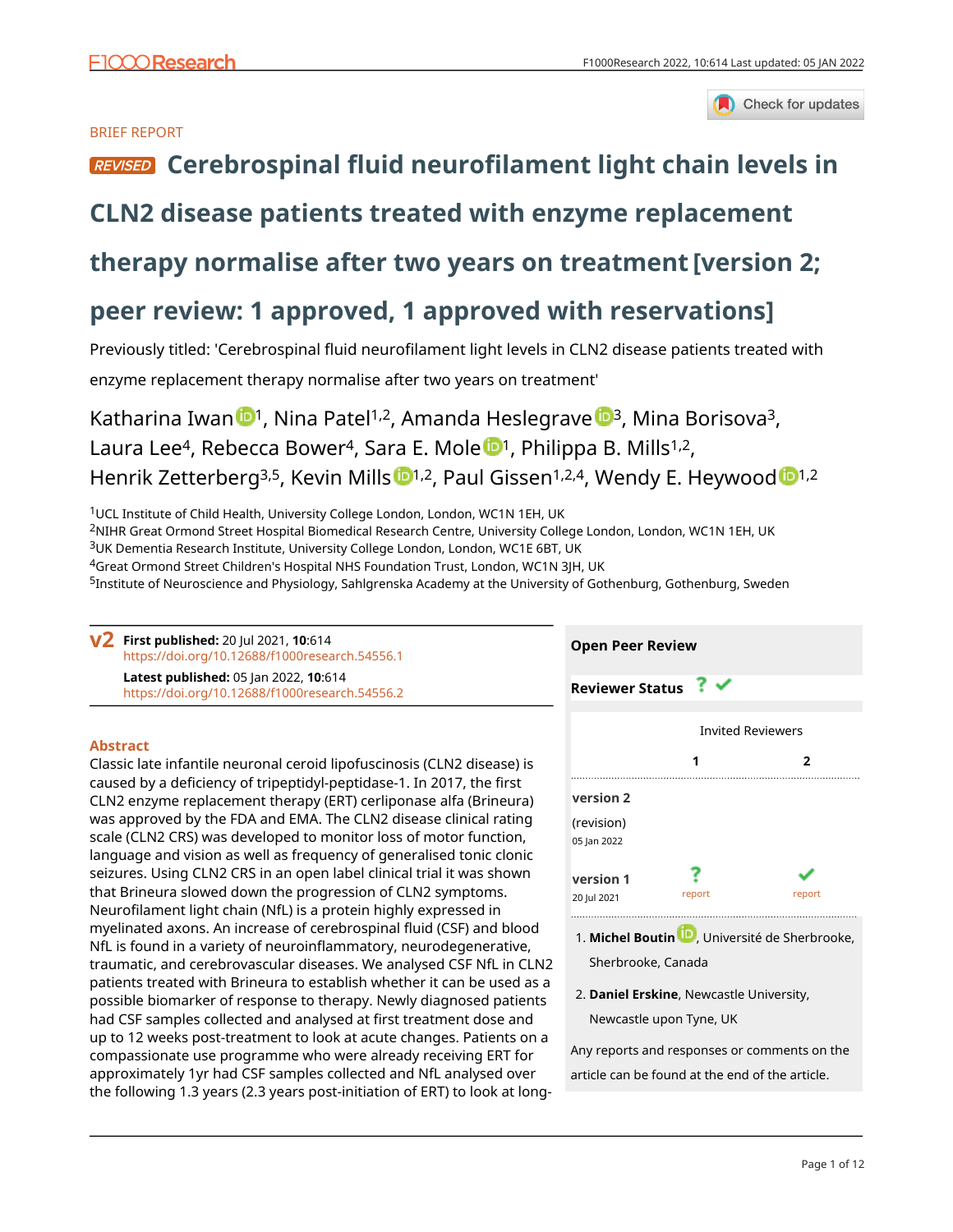BRIEF REPORT

# REVISED Cerebrospinal fluid neurofilament light chain levels in CLN2 disease patients treated with enzyme replacement therapy normalise after two years on treatment [version 2; peer review: 1 approved, 1 approved with reservations]

Previously titled: 'Cerebrospinal fluid neurofilament light levels in CLN2 disease patients treated with enzyme replacement therapy normalise after two years on treatment'

Katharina Iwan[1], Nina Patel[1,2], Amanda Heslegrave[3], Mina Borisova[3], Laura Lee[4], Rebecca Bower[4], Sara E. Mole[1], Philippa B. Mills[1,2], Henrik Zetterberg[3,5], Kevin Mills[1,2], Paul Gissen[1,2,4], Wendy E. Heywood[1,2]

[1]UCL Institute of Child Health, University College London, London, WC1N 1EH, UK
[2]NIHR Great Ormond Street Hospital Biomedical Research Centre, University College London, London, WC1N 1EH, UK
[3]UK Dementia Research Institute, University College London, London, WC1E 6BT, UK
[4]Great Ormond Street Children's Hospital NHS Foundation Trust, London, WC1N 3JH, UK
[5]Institute of Neuroscience and Physiology, Sahlgrenska Academy at the University of Gothenburg, Gothenburg, Sweden

**v2** **First published:** 20 Jul 2021, **10**:614
https://doi.org/10.12688/f1000research.54556.1
**Latest published:** 05 Jan 2022, **10**:614
https://doi.org/10.12688/f1000research.54556.2

## Abstract

Classic late infantile neuronal ceroid lipofuscinosis (CLN2 disease) is caused by a deficiency of tripeptidyl-peptidase-1. In 2017, the first CLN2 enzyme replacement therapy (ERT) cerliponase alfa (Brineura) was approved by the FDA and EMA. The CLN2 disease clinical rating scale (CLN2 CRS) was developed to monitor loss of motor function, language and vision as well as frequency of generalised tonic clonic seizures. Using CLN2 CRS in an open label clinical trial it was shown that Brineura slowed down the progression of CLN2 symptoms. Neurofilament light chain (NfL) is a protein highly expressed in myelinated axons. An increase of cerebrospinal fluid (CSF) and blood NfL is found in a variety of neuroinflammatory, neurodegenerative, traumatic, and cerebrovascular diseases. We analysed CSF NfL in CLN2 patients treated with Brineura to establish whether it can be used as a possible biomarker of response to therapy. Newly diagnosed patients had CSF samples collected and analysed at first treatment dose and up to 12 weeks post-treatment to look at acute changes. Patients on a compassionate use programme who were already receiving ERT for approximately 1yr had CSF samples collected and NfL analysed over the following 1.3 years (2.3 years post-initiation of ERT) to look at long-

**Open Peer Review**

**Reviewer Status** ? ✔

| | Invited Reviewers | |
|---|---|---|
| | 1 | 2 |
| **version 2** (revision) 05 Jan 2022 | | |
| **version 1** 20 Jul 2021 | ? report | ✔ report |

1. **Michel Boutin**, Université de Sherbrooke, Sherbrooke, Canada
2. **Daniel Erskine**, Newcastle University, Newcastle upon Tyne, UK

Any reports and responses or comments on the article can be found at the end of the article.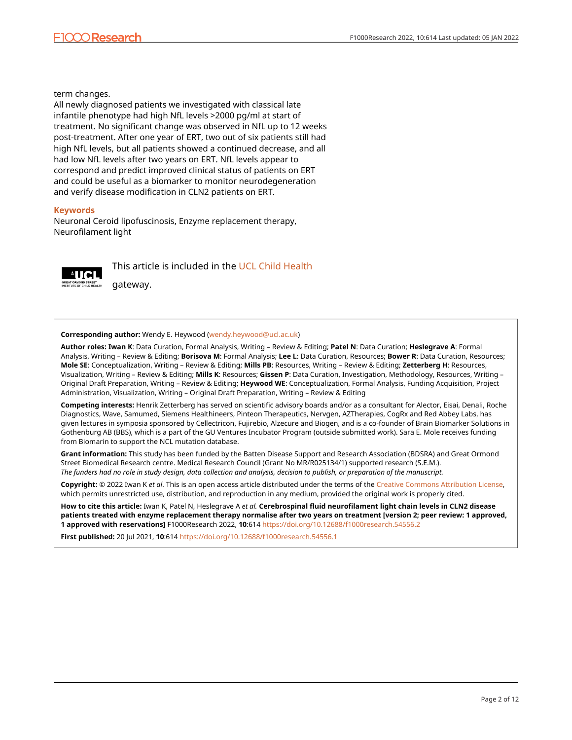term changes.

All newly diagnosed patients we investigated with classical late infantile phenotype had high NfL levels >2000 pg/ml at start of treatment. No significant change was observed in NfL up to 12 weeks post-treatment. After one year of ERT, two out of six patients still had high NfL levels, but all patients showed a continued decrease, and all had low NfL levels after two years on ERT. NfL levels appear to correspond and predict improved clinical status of patients on ERT and could be useful as a biomarker to monitor neurodegeneration and verify disease modification in CLN2 patients on ERT.

### Keywords

Neuronal Ceroid lipofuscinosis, Enzyme replacement therapy, Neurofilament light

This article is included in the UCL Child Health gateway.

**Corresponding author:** Wendy E. Heywood (wendy.heywood@ucl.ac.uk)

**Author roles: Iwan K**: Data Curation, Formal Analysis, Writing – Review & Editing; **Patel N**: Data Curation; **Heslegrave A**: Formal Analysis, Writing – Review & Editing; **Borisova M**: Formal Analysis; **Lee L**: Data Curation, Resources; **Bower R**: Data Curation, Resources; **Mole SE**: Conceptualization, Writing – Review & Editing; **Mills PB**: Resources, Writing – Review & Editing; **Zetterberg H**: Resources, Visualization, Writing – Review & Editing; **Mills K**: Resources; **Gissen P**: Data Curation, Investigation, Methodology, Resources, Writing – Original Draft Preparation, Writing – Review & Editing; **Heywood WE**: Conceptualization, Formal Analysis, Funding Acquisition, Project Administration, Visualization, Writing – Original Draft Preparation, Writing – Review & Editing

**Competing interests:** Henrik Zetterberg has served on scientific advisory boards and/or as a consultant for Alector, Eisai, Denali, Roche Diagnostics, Wave, Samumed, Siemens Healthineers, Pinteon Therapeutics, Nervgen, AZTherapies, CogRx and Red Abbey Labs, has given lectures in symposia sponsored by Cellectricon, Fujirebio, Alzecure and Biogen, and is a co-founder of Brain Biomarker Solutions in Gothenburg AB (BBS), which is a part of the GU Ventures Incubator Program (outside submitted work). Sara E. Mole receives funding from Biomarin to support the NCL mutation database.

**Grant information:** This study has been funded by the Batten Disease Support and Research Association (BDSRA) and Great Ormond Street Biomedical Research centre. Medical Research Council (Grant No MR/R025134/1) supported research (S.E.M.).
*The funders had no role in study design, data collection and analysis, decision to publish, or preparation of the manuscript.*

**Copyright:** © 2022 Iwan K *et al*. This is an open access article distributed under the terms of the Creative Commons Attribution License, which permits unrestricted use, distribution, and reproduction in any medium, provided the original work is properly cited.

**How to cite this article:** Iwan K, Patel N, Heslegrave A *et al.* **Cerebrospinal fluid neurofilament light chain levels in CLN2 disease patients treated with enzyme replacement therapy normalise after two years on treatment [version 2; peer review: 1 approved, 1 approved with reservations]** F1000Research 2022, **10**:614 https://doi.org/10.12688/f1000research.54556.2

**First published:** 20 Jul 2021, **10**:614 https://doi.org/10.12688/f1000research.54556.1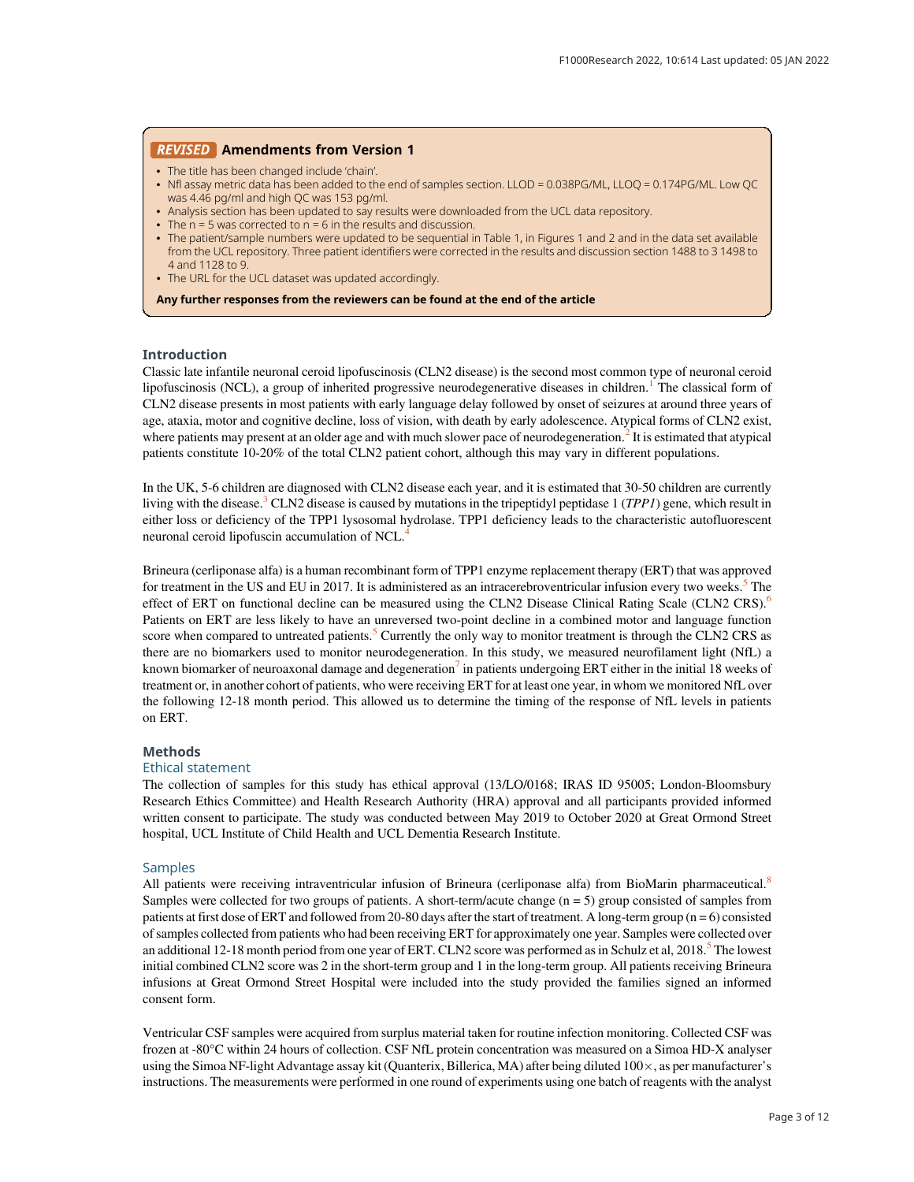**REVISED** **Amendments from Version 1**

- The title has been changed include 'chain'.
- Nfl assay metric data has been added to the end of samples section. LLOD = 0.038PG/ML, LLOQ = 0.174PG/ML. Low QC was 4.46 pg/ml and high QC was 153 pg/ml.
- Analysis section has been updated to say results were downloaded from the UCL data repository.
- The n = 5 was corrected to n = 6 in the results and discussion.
- The patient/sample numbers were updated to be sequential in Table 1, in Figures 1 and 2 and in the data set available from the UCL repository. Three patient identifiers were corrected in the results and discussion section 1488 to 3 1498 to 4 and 1128 to 9.
- The URL for the UCL dataset was updated accordingly.

**Any further responses from the reviewers can be found at the end of the article**

## Introduction

Classic late infantile neuronal ceroid lipofuscinosis (CLN2 disease) is the second most common type of neuronal ceroid lipofuscinosis (NCL), a group of inherited progressive neurodegenerative diseases in children.[1] The classical form of CLN2 disease presents in most patients with early language delay followed by onset of seizures at around three years of age, ataxia, motor and cognitive decline, loss of vision, with death by early adolescence. Atypical forms of CLN2 exist, where patients may present at an older age and with much slower pace of neurodegeneration.[2] It is estimated that atypical patients constitute 10-20% of the total CLN2 patient cohort, although this may vary in different populations.

In the UK, 5-6 children are diagnosed with CLN2 disease each year, and it is estimated that 30-50 children are currently living with the disease.[3] CLN2 disease is caused by mutations in the tripeptidyl peptidase 1 (*TPP1*) gene, which result in either loss or deficiency of the TPP1 lysosomal hydrolase. TPP1 deficiency leads to the characteristic autofluorescent neuronal ceroid lipofuscin accumulation of NCL.[4]

Brineura (cerliponase alfa) is a human recombinant form of TPP1 enzyme replacement therapy (ERT) that was approved for treatment in the US and EU in 2017. It is administered as an intracerebroventricular infusion every two weeks.[5] The effect of ERT on functional decline can be measured using the CLN2 Disease Clinical Rating Scale (CLN2 CRS).[6] Patients on ERT are less likely to have an unreversed two-point decline in a combined motor and language function score when compared to untreated patients.[5] Currently the only way to monitor treatment is through the CLN2 CRS as there are no biomarkers used to monitor neurodegeneration. In this study, we measured neurofilament light (NfL) a known biomarker of neuroaxonal damage and degeneration[7] in patients undergoing ERT either in the initial 18 weeks of treatment or, in another cohort of patients, who were receiving ERT for at least one year, in whom we monitored NfL over the following 12-18 month period. This allowed us to determine the timing of the response of NfL levels in patients on ERT.

## Methods

### Ethical statement

The collection of samples for this study has ethical approval (13/LO/0168; IRAS ID 95005; London-Bloomsbury Research Ethics Committee) and Health Research Authority (HRA) approval and all participants provided informed written consent to participate. The study was conducted between May 2019 to October 2020 at Great Ormond Street hospital, UCL Institute of Child Health and UCL Dementia Research Institute.

### Samples

All patients were receiving intraventricular infusion of Brineura (cerliponase alfa) from BioMarin pharmaceutical.[8] Samples were collected for two groups of patients. A short-term/acute change (n = 5) group consisted of samples from patients at first dose of ERT and followed from 20-80 days after the start of treatment. A long-term group (n = 6) consisted of samples collected from patients who had been receiving ERT for approximately one year. Samples were collected over an additional 12-18 month period from one year of ERT. CLN2 score was performed as in Schulz et al, 2018.[5] The lowest initial combined CLN2 score was 2 in the short-term group and 1 in the long-term group. All patients receiving Brineura infusions at Great Ormond Street Hospital were included into the study provided the families signed an informed consent form.

Ventricular CSF samples were acquired from surplus material taken for routine infection monitoring. Collected CSF was frozen at -80°C within 24 hours of collection. CSF NfL protein concentration was measured on a Simoa HD-X analyser using the Simoa NF-light Advantage assay kit (Quanterix, Billerica, MA) after being diluted 100×, as per manufacturer's instructions. The measurements were performed in one round of experiments using one batch of reagents with the analyst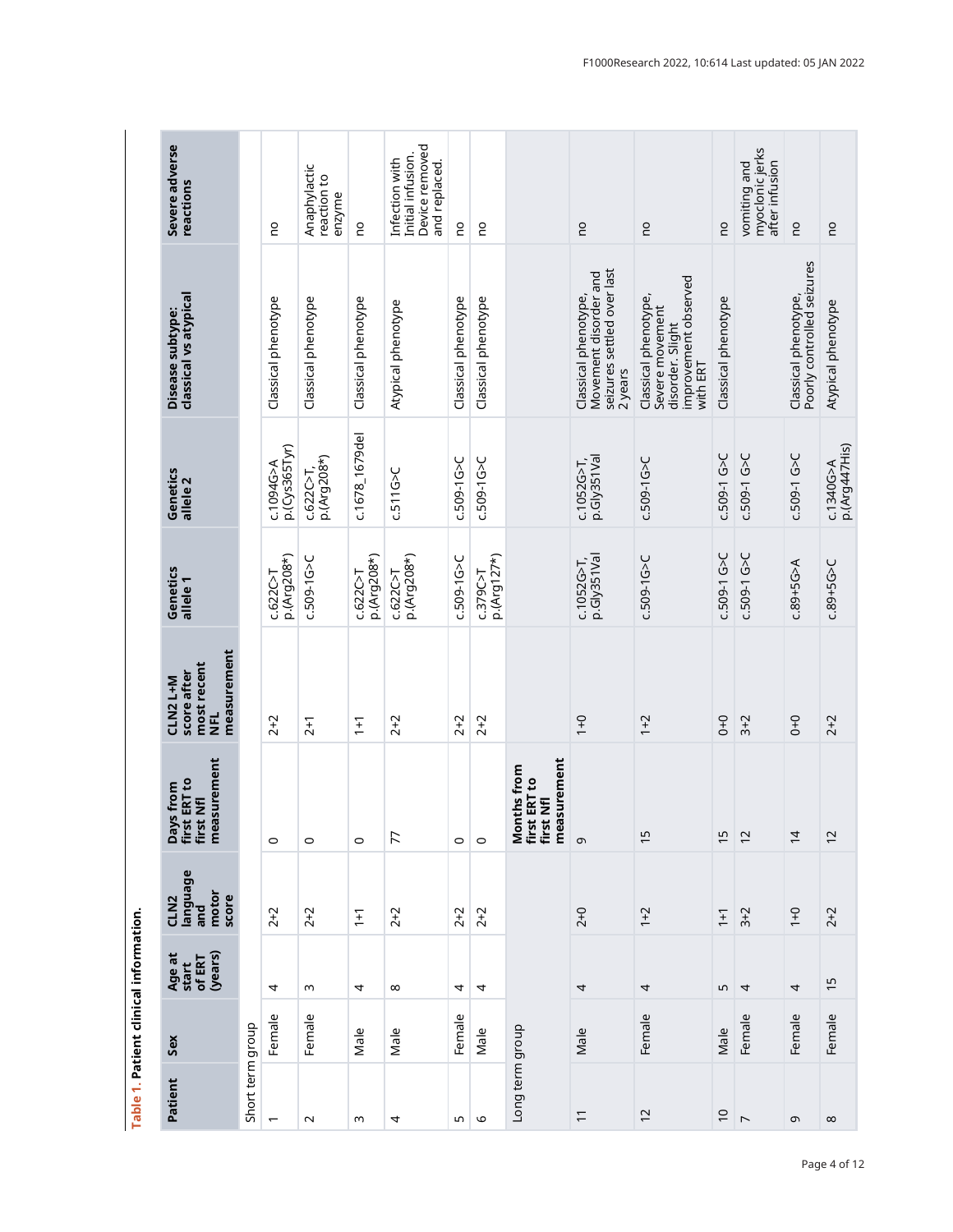**Table 1. Patient clinical information.**

| Patient | Sex | Age at start of ERT (years) | CLN2 language and motor score | Days from first ERT to first Nfl measurement | CLN2 L+M score after most recent NFL measurement | Genetics allele 1 | Genetics allele 2 | Disease subtype: classical vs atypical | Severe adverse reactions |
|---|---|---|---|---|---|---|---|---|---|
| Short term group | | | | | | | | | |
| 1 | Female | 4 | 2+2 | 0 | 2+2 | c.622C>T p.(Arg208*) | c.1094G>A p.(Cys365Tyr) | Classical phenotype | no |
| 2 | Female | 3 | 2+2 | 0 | 2+1 | c.509-1G>C | c.622C>T, p.(Arg208*) | Classical phenotype | Anaphylactic reaction to enzyme |
| 3 | Male | 4 | 1+1 | 0 | 1+1 | c.622C>T p.(Arg208*) | c.1678_1679del | Classical phenotype | no |
| 4 | Male | 8 | 2+2 | 77 | 2+2 | c.622C>T p.(Arg208*) | c.511G>C | Atypical phenotype | Infection with Initial infusion. Device removed and replaced. |
| 5 | Female | 4 | 2+2 | 0 | 2+2 | c.509-1G>C | c.509-1G>C | Classical phenotype | no |
| 6 | Male | 4 | 2+2 | 0 | 2+2 | c.379C>T p.(Arg127*) | c.509-1G>C | Classical phenotype | no |
| Long term group | | | | **Months from first ERT to first Nfl measurement** | | | | | |
| 11 | Male | 4 | 2+0 | 9 | 1+0 | c.1052G>T, p.Gly351Val | c.1052G>T, p.Gly351Val | Classical phenotype, Movement disorder and seizures settled over last 2 years | no |
| 12 | Female | 4 | 1+2 | 15 | 1+2 | c.509-1G>C | c.509-1G>C | Classical phenotype, Severe movement disorder. Slight improvement observed with ERT | no |
| 10 | Male | 5 | 1+1 | 15 | 0+0 | c.509-1 G>C | c.509-1 G>C | Classical phenotype | no |
| 7 | Female | 4 | 3+2 | 12 | 3+2 | c.509-1 G>C | c.509-1 G>C | | vomiting and myoclonic jerks after infusion |
| 9 | Female | 4 | 1+0 | 14 | 0+0 | c.89+5G>A | c.509-1 G>C | Classical phenotype, Poorly controlled seizures | no |
| 8 | Female | 15 | 2+2 | 12 | 2+2 | c.89+5G>C | c.1340G>A p.(Arg447His) | Atypical phenotype | no |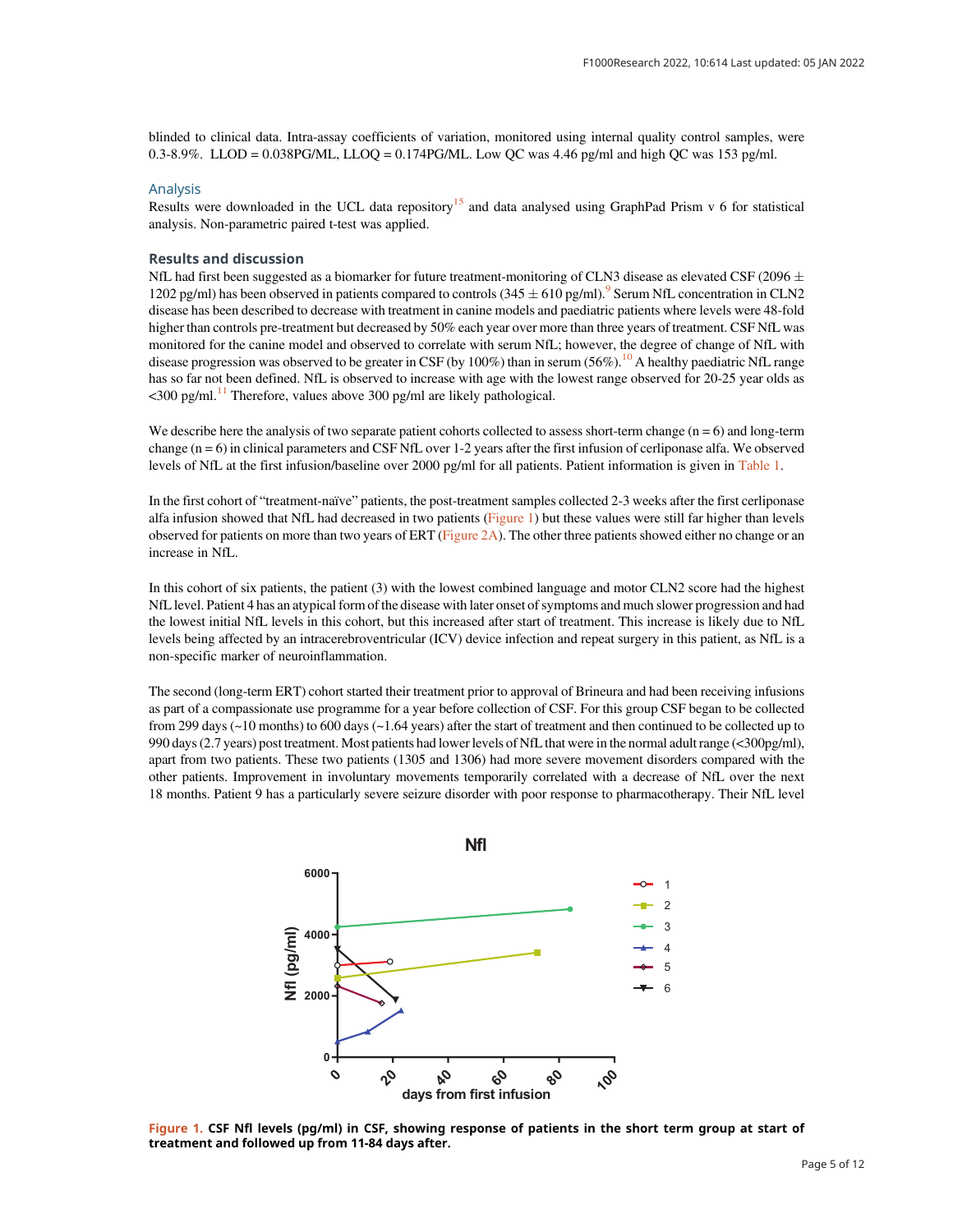blinded to clinical data. Intra-assay coefficients of variation, monitored using internal quality control samples, were 0.3-8.9%. LLOD = 0.038PG/ML, LLOQ = 0.174PG/ML. Low QC was 4.46 pg/ml and high QC was 153 pg/ml.

### Analysis

Results were downloaded in the UCL data repository[15] and data analysed using GraphPad Prism v 6 for statistical analysis. Non-parametric paired t-test was applied.

## Results and discussion

NfL had first been suggested as a biomarker for future treatment-monitoring of CLN3 disease as elevated CSF (2096 ± 1202 pg/ml) has been observed in patients compared to controls (345 ± 610 pg/ml).[9] Serum NfL concentration in CLN2 disease has been described to decrease with treatment in canine models and paediatric patients where levels were 48-fold higher than controls pre-treatment but decreased by 50% each year over more than three years of treatment. CSF NfL was monitored for the canine model and observed to correlate with serum NfL; however, the degree of change of NfL with disease progression was observed to be greater in CSF (by 100%) than in serum (56%).[10] A healthy paediatric NfL range has so far not been defined. NfL is observed to increase with age with the lowest range observed for 20-25 year olds as <300 pg/ml.[11] Therefore, values above 300 pg/ml are likely pathological.

We describe here the analysis of two separate patient cohorts collected to assess short-term change (n = 6) and long-term change (n = 6) in clinical parameters and CSF NfL over 1-2 years after the first infusion of cerliponase alfa. We observed levels of NfL at the first infusion/baseline over 2000 pg/ml for all patients. Patient information is given in Table 1.

In the first cohort of "treatment-naïve" patients, the post-treatment samples collected 2-3 weeks after the first cerliponase alfa infusion showed that NfL had decreased in two patients (Figure 1) but these values were still far higher than levels observed for patients on more than two years of ERT (Figure 2A). The other three patients showed either no change or an increase in NfL.

In this cohort of six patients, the patient (3) with the lowest combined language and motor CLN2 score had the highest NfL level. Patient 4 has an atypical form of the disease with later onset of symptoms and much slower progression and had the lowest initial NfL levels in this cohort, but this increased after start of treatment. This increase is likely due to NfL levels being affected by an intracerebroventricular (ICV) device infection and repeat surgery in this patient, as NfL is a non-specific marker of neuroinflammation.

The second (long-term ERT) cohort started their treatment prior to approval of Brineura and had been receiving infusions as part of a compassionate use programme for a year before collection of CSF. For this group CSF began to be collected from 299 days (~10 months) to 600 days (~1.64 years) after the start of treatment and then continued to be collected up to 990 days (2.7 years) post treatment. Most patients had lower levels of NfL that were in the normal adult range (<300pg/ml), apart from two patients. These two patients (1305 and 1306) had more severe movement disorders compared with the other patients. Improvement in involuntary movements temporarily correlated with a decrease of NfL over the next 18 months. Patient 9 has a particularly severe seizure disorder with poor response to pharmacotherapy. Their NfL level

**Figure 1. CSF Nfl levels (pg/ml) in CSF, showing response of patients in the short term group at start of treatment and followed up from 11-84 days after.**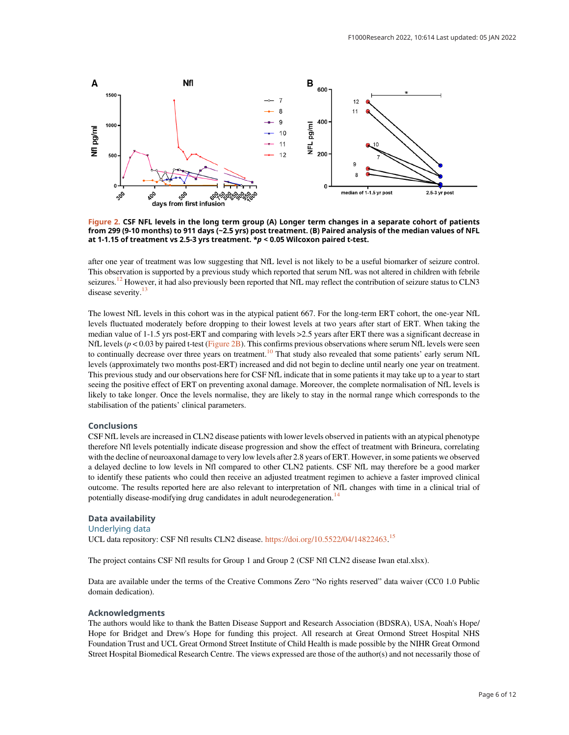**Figure 2. CSF NFL levels in the long term group (A) Longer term changes in a separate cohort of patients from 299 (9-10 months) to 911 days (~2.5 yrs) post treatment. (B) Paired analysis of the median values of NFL at 1-1.15 of treatment vs 2.5-3 yrs treatment. \*$p < 0.05$ Wilcoxon paired t-test.**

after one year of treatment was low suggesting that NfL level is not likely to be a useful biomarker of seizure control. This observation is supported by a previous study which reported that serum NfL was not altered in children with febrile seizures.[12] However, it had also previously been reported that NfL may reflect the contribution of seizure status to CLN3 disease severity.[13]

The lowest NfL levels in this cohort was in the atypical patient 667. For the long-term ERT cohort, the one-year NfL levels fluctuated moderately before dropping to their lowest levels at two years after start of ERT. When taking the median value of 1-1.5 yrs post-ERT and comparing with levels >2.5 years after ERT there was a significant decrease in NfL levels ($p < 0.03$ by paired t-test (Figure 2B). This confirms previous observations where serum NfL levels were seen to continually decrease over three years on treatment.[10] That study also revealed that some patients' early serum NfL levels (approximately two months post-ERT) increased and did not begin to decline until nearly one year on treatment. This previous study and our observations here for CSF NfL indicate that in some patients it may take up to a year to start seeing the positive effect of ERT on preventing axonal damage. Moreover, the complete normalisation of NfL levels is likely to take longer. Once the levels normalise, they are likely to stay in the normal range which corresponds to the stabilisation of the patients' clinical parameters.

## Conclusions

CSF NfL levels are increased in CLN2 disease patients with lower levels observed in patients with an atypical phenotype therefore Nfl levels potentially indicate disease progression and show the effect of treatment with Brineura, correlating with the decline of neuroaxonal damage to very low levels after 2.8 years of ERT. However, in some patients we observed a delayed decline to low levels in Nfl compared to other CLN2 patients. CSF NfL may therefore be a good marker to identify these patients who could then receive an adjusted treatment regimen to achieve a faster improved clinical outcome. The results reported here are also relevant to interpretation of NfL changes with time in a clinical trial of potentially disease-modifying drug candidates in adult neurodegeneration.[14]

## Data availability

### Underlying data

UCL data repository: CSF Nfl results CLN2 disease. https://doi.org/10.5522/04/14822463.[15]

The project contains CSF Nfl results for Group 1 and Group 2 (CSF Nfl CLN2 disease Iwan etal.xlsx).

Data are available under the terms of the Creative Commons Zero "No rights reserved" data waiver (CC0 1.0 Public domain dedication).

## Acknowledgments

The authors would like to thank the Batten Disease Support and Research Association (BDSRA), USA, Noah's Hope/ Hope for Bridget and Drew's Hope for funding this project. All research at Great Ormond Street Hospital NHS Foundation Trust and UCL Great Ormond Street Institute of Child Health is made possible by the NIHR Great Ormond Street Hospital Biomedical Research Centre. The views expressed are those of the author(s) and not necessarily those of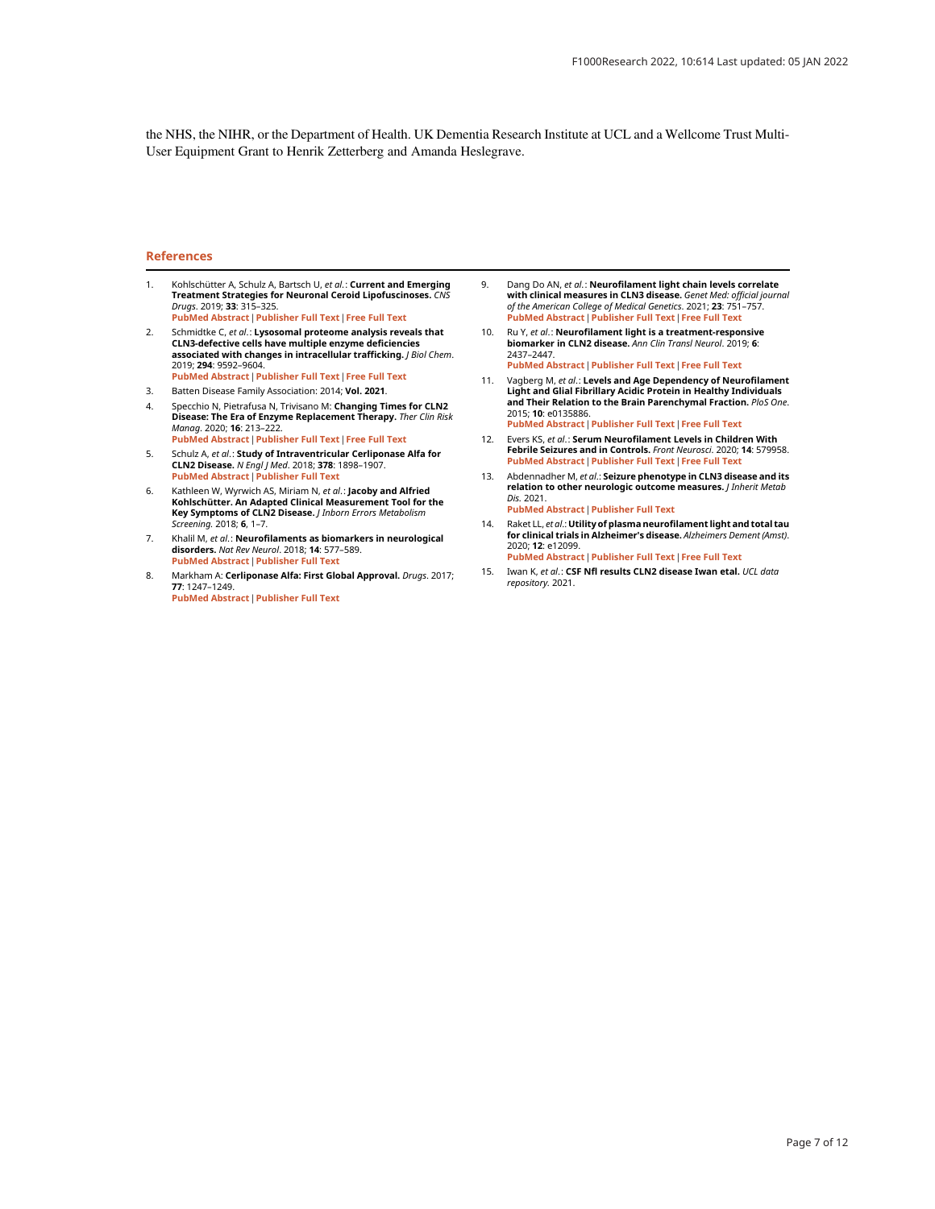the NHS, the NIHR, or the Department of Health. UK Dementia Research Institute at UCL and a Wellcome Trust Multi-User Equipment Grant to Henrik Zetterberg and Amanda Heslegrave.

## References

1. Kohlschütter A, Schulz A, Bartsch U, *et al.*: **Current and Emerging Treatment Strategies for Neuronal Ceroid Lipofuscinoses.** *CNS Drugs*. 2019; **33**: 315–325.
   PubMed Abstract | Publisher Full Text | Free Full Text
2. Schmidtke C, *et al.*: **Lysosomal proteome analysis reveals that CLN3-defective cells have multiple enzyme deficiencies associated with changes in intracellular trafficking.** *J Biol Chem*. 2019; **294**: 9592–9604.
   PubMed Abstract | Publisher Full Text | Free Full Text
3. Batten Disease Family Association: 2014; **Vol. 2021**.
4. Specchio N, Pietrafusa N, Trivisano M: **Changing Times for CLN2 Disease: The Era of Enzyme Replacement Therapy.** *Ther Clin Risk Manag*. 2020; **16**: 213–222.
   PubMed Abstract | Publisher Full Text | Free Full Text
5. Schulz A, *et al.*: **Study of Intraventricular Cerliponase Alfa for CLN2 Disease.** *N Engl J Med*. 2018; **378**: 1898–1907.
   PubMed Abstract | Publisher Full Text
6. Kathleen W, Wyrwich AS, Miriam N, *et al.*: **Jacoby and Alfried Kohlschütter. An Adapted Clinical Measurement Tool for the Key Symptoms of CLN2 Disease.** *J Inborn Errors Metabolism Screening.* 2018; **6**, 1–7.
7. Khalil M, *et al.*: **Neurofilaments as biomarkers in neurological disorders.** *Nat Rev Neurol*. 2018; **14**: 577–589.
   PubMed Abstract | Publisher Full Text
8. Markham A: **Cerliponase Alfa: First Global Approval.** *Drugs*. 2017; **77**: 1247–1249.
   PubMed Abstract | Publisher Full Text
9. Dang Do AN, *et al.*: **Neurofilament light chain levels correlate with clinical measures in CLN3 disease.** *Genet Med: official journal of the American College of Medical Genetics*. 2021; **23**: 751–757.
   PubMed Abstract | Publisher Full Text | Free Full Text
10. Ru Y, *et al.*: **Neurofilament light is a treatment-responsive biomarker in CLN2 disease.** *Ann Clin Transl Neurol*. 2019; **6**: 2437–2447.
    PubMed Abstract | Publisher Full Text | Free Full Text
11. Vagberg M, *et al.*: **Levels and Age Dependency of Neurofilament Light and Glial Fibrillary Acidic Protein in Healthy Individuals and Their Relation to the Brain Parenchymal Fraction.** *PloS One*. 2015; **10**: e0135886.
    PubMed Abstract | Publisher Full Text | Free Full Text
12. Evers KS, *et al.*: **Serum Neurofilament Levels in Children With Febrile Seizures and in Controls.** *Front Neurosci*. 2020; **14**: 579958.
    PubMed Abstract | Publisher Full Text | Free Full Text
13. Abdennadher M, *et al.*: **Seizure phenotype in CLN3 disease and its relation to other neurologic outcome measures.** *J Inherit Metab Dis.* 2021.
    PubMed Abstract | Publisher Full Text
14. Raket LL, *et al.*: **Utility of plasma neurofilament light and total tau for clinical trials in Alzheimer's disease.** *Alzheimers Dement (Amst)*. 2020; **12**: e12099.
    PubMed Abstract | Publisher Full Text | Free Full Text
15. Iwan K, *et al.*: **CSF Nfl results CLN2 disease Iwan etal.** *UCL data repository.* 2021.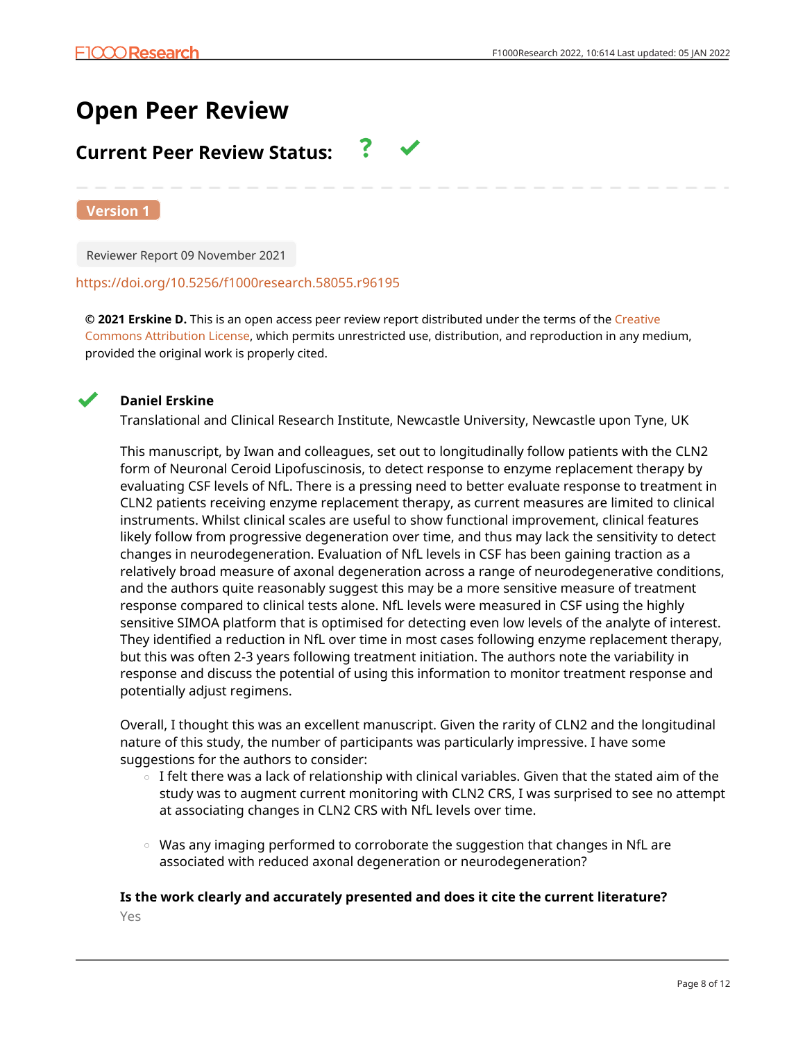# Open Peer Review

## Current Peer Review Status: ? ✔

**Version 1**

Reviewer Report 09 November 2021

https://doi.org/10.5256/f1000research.58055.r96195

**© 2021 Erskine D.** This is an open access peer review report distributed under the terms of the Creative Commons Attribution License, which permits unrestricted use, distribution, and reproduction in any medium, provided the original work is properly cited.

✔ **Daniel Erskine**

Translational and Clinical Research Institute, Newcastle University, Newcastle upon Tyne, UK

This manuscript, by Iwan and colleagues, set out to longitudinally follow patients with the CLN2 form of Neuronal Ceroid Lipofuscinosis, to detect response to enzyme replacement therapy by evaluating CSF levels of NfL. There is a pressing need to better evaluate response to treatment in CLN2 patients receiving enzyme replacement therapy, as current measures are limited to clinical instruments. Whilst clinical scales are useful to show functional improvement, clinical features likely follow from progressive degeneration over time, and thus may lack the sensitivity to detect changes in neurodegeneration. Evaluation of NfL levels in CSF has been gaining traction as a relatively broad measure of axonal degeneration across a range of neurodegenerative conditions, and the authors quite reasonably suggest this may be a more sensitive measure of treatment response compared to clinical tests alone. NfL levels were measured in CSF using the highly sensitive SIMOA platform that is optimised for detecting even low levels of the analyte of interest. They identified a reduction in NfL over time in most cases following enzyme replacement therapy, but this was often 2-3 years following treatment initiation. The authors note the variability in response and discuss the potential of using this information to monitor treatment response and potentially adjust regimens.

Overall, I thought this was an excellent manuscript. Given the rarity of CLN2 and the longitudinal nature of this study, the number of participants was particularly impressive. I have some suggestions for the authors to consider:

- I felt there was a lack of relationship with clinical variables. Given that the stated aim of the study was to augment current monitoring with CLN2 CRS, I was surprised to see no attempt at associating changes in CLN2 CRS with NfL levels over time.
- Was any imaging performed to corroborate the suggestion that changes in NfL are associated with reduced axonal degeneration or neurodegeneration?

**Is the work clearly and accurately presented and does it cite the current literature?**

Yes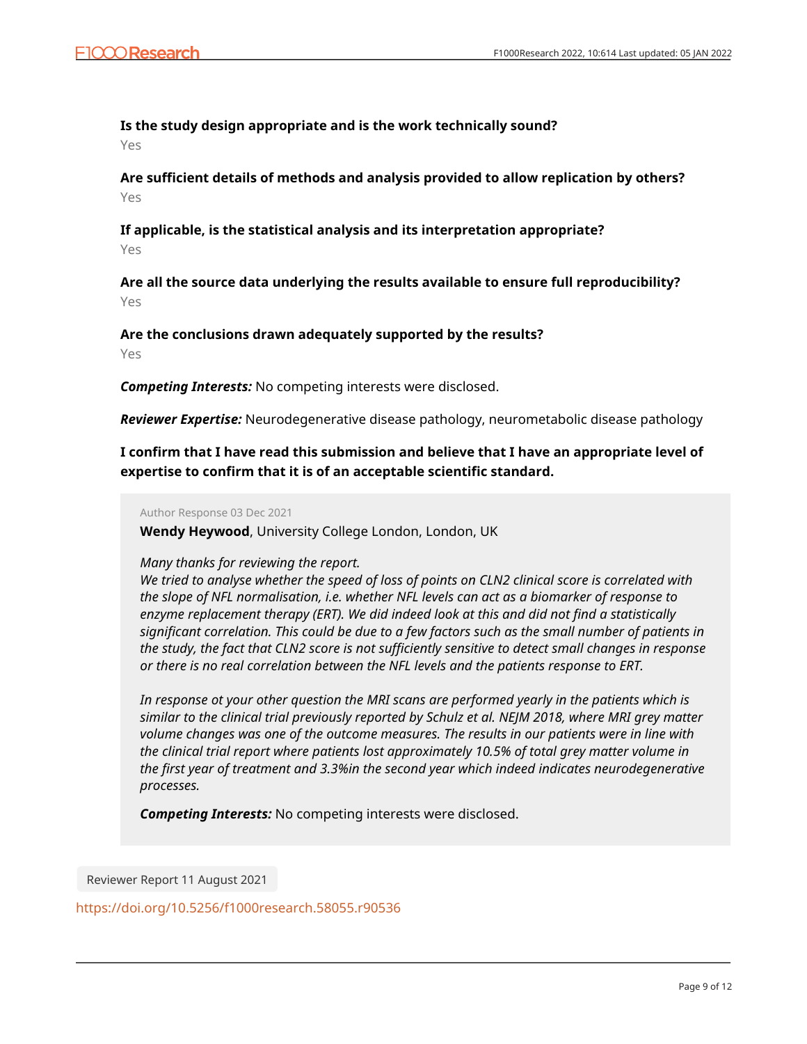**Is the study design appropriate and is the work technically sound?**

Yes

**Are sufficient details of methods and analysis provided to allow replication by others?**

Yes

**If applicable, is the statistical analysis and its interpretation appropriate?**

Yes

**Are all the source data underlying the results available to ensure full reproducibility?**

Yes

**Are the conclusions drawn adequately supported by the results?**

Yes

***Competing Interests:*** No competing interests were disclosed.

***Reviewer Expertise:*** Neurodegenerative disease pathology, neurometabolic disease pathology

**I confirm that I have read this submission and believe that I have an appropriate level of expertise to confirm that it is of an acceptable scientific standard.**

Author Response 03 Dec 2021

**Wendy Heywood**, University College London, London, UK

*Many thanks for reviewing the report.*
*We tried to analyse whether the speed of loss of points on CLN2 clinical score is correlated with the slope of NFL normalisation, i.e. whether NFL levels can act as a biomarker of response to enzyme replacement therapy (ERT). We did indeed look at this and did not find a statistically significant correlation. This could be due to a few factors such as the small number of patients in the study, the fact that CLN2 score is not sufficiently sensitive to detect small changes in response or there is no real correlation between the NFL levels and the patients response to ERT.*

*In response ot your other question the MRI scans are performed yearly in the patients which is similar to the clinical trial previously reported by Schulz et al. NEJM 2018, where MRI grey matter volume changes was one of the outcome measures. The results in our patients were in line with the clinical trial report where patients lost approximately 10.5% of total grey matter volume in the first year of treatment and 3.3%in the second year which indeed indicates neurodegenerative processes.*

***Competing Interests:*** No competing interests were disclosed.

Reviewer Report 11 August 2021

https://doi.org/10.5256/f1000research.58055.r90536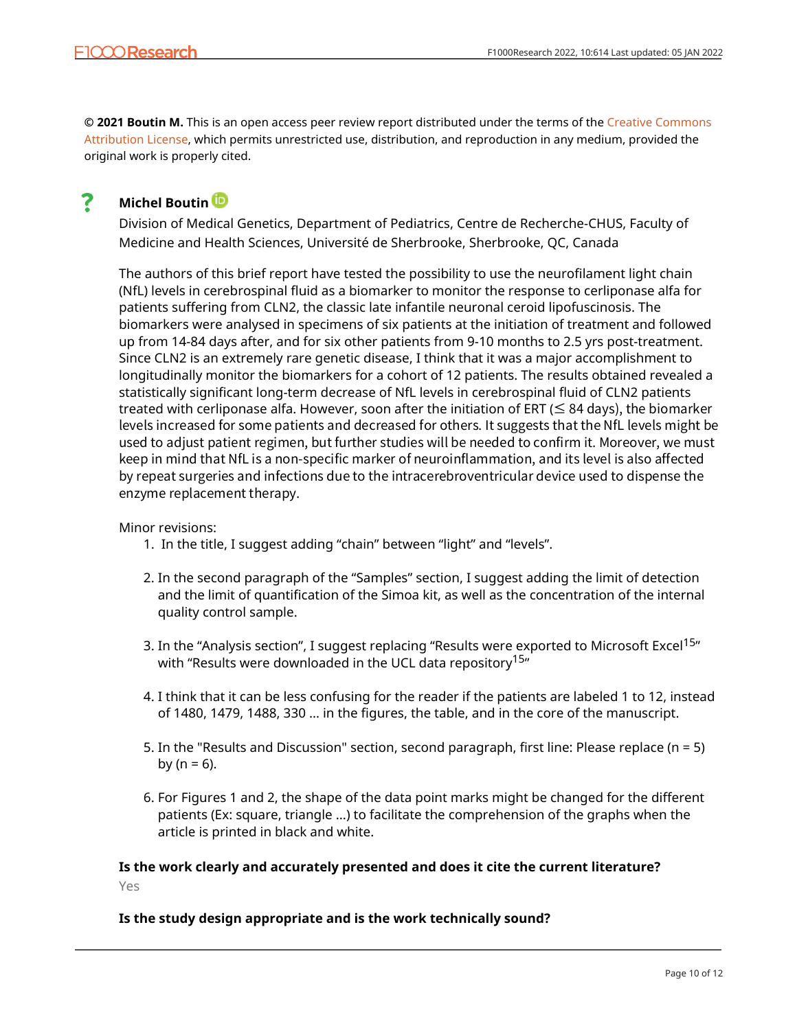© **2021 Boutin M.** This is an open access peer review report distributed under the terms of the Creative Commons Attribution License, which permits unrestricted use, distribution, and reproduction in any medium, provided the original work is properly cited.

**?** **Michel Boutin**

Division of Medical Genetics, Department of Pediatrics, Centre de Recherche-CHUS, Faculty of Medicine and Health Sciences, Université de Sherbrooke, Sherbrooke, QC, Canada

The authors of this brief report have tested the possibility to use the neurofilament light chain (NfL) levels in cerebrospinal fluid as a biomarker to monitor the response to cerliponase alfa for patients suffering from CLN2, the classic late infantile neuronal ceroid lipofuscinosis. The biomarkers were analysed in specimens of six patients at the initiation of treatment and followed up from 14-84 days after, and for six other patients from 9-10 months to 2.5 yrs post-treatment. Since CLN2 is an extremely rare genetic disease, I think that it was a major accomplishment to longitudinally monitor the biomarkers for a cohort of 12 patients. The results obtained revealed a statistically significant long-term decrease of NfL levels in cerebrospinal fluid of CLN2 patients treated with cerliponase alfa. However, soon after the initiation of ERT ($\leq$ 84 days), the biomarker levels increased for some patients and decreased for others. It suggests that the NfL levels might be used to adjust patient regimen, but further studies will be needed to confirm it. Moreover, we must keep in mind that NfL is a non-specific marker of neuroinflammation, and its level is also affected by repeat surgeries and infections due to the intracerebroventricular device used to dispense the enzyme replacement therapy.

Minor revisions:

1. In the title, I suggest adding "chain" between "light" and "levels".
2. In the second paragraph of the "Samples" section, I suggest adding the limit of detection and the limit of quantification of the Simoa kit, as well as the concentration of the internal quality control sample.
3. In the "Analysis section", I suggest replacing "Results were exported to Microsoft Excel[15]" with "Results were downloaded in the UCL data repository[15]"
4. I think that it can be less confusing for the reader if the patients are labeled 1 to 12, instead of 1480, 1479, 1488, 330 ... in the figures, the table, and in the core of the manuscript.
5. In the "Results and Discussion" section, second paragraph, first line: Please replace (n = 5) by (n = 6).
6. For Figures 1 and 2, the shape of the data point marks might be changed for the different patients (Ex: square, triangle ...) to facilitate the comprehension of the graphs when the article is printed in black and white.

**Is the work clearly and accurately presented and does it cite the current literature?**

Yes

**Is the study design appropriate and is the work technically sound?**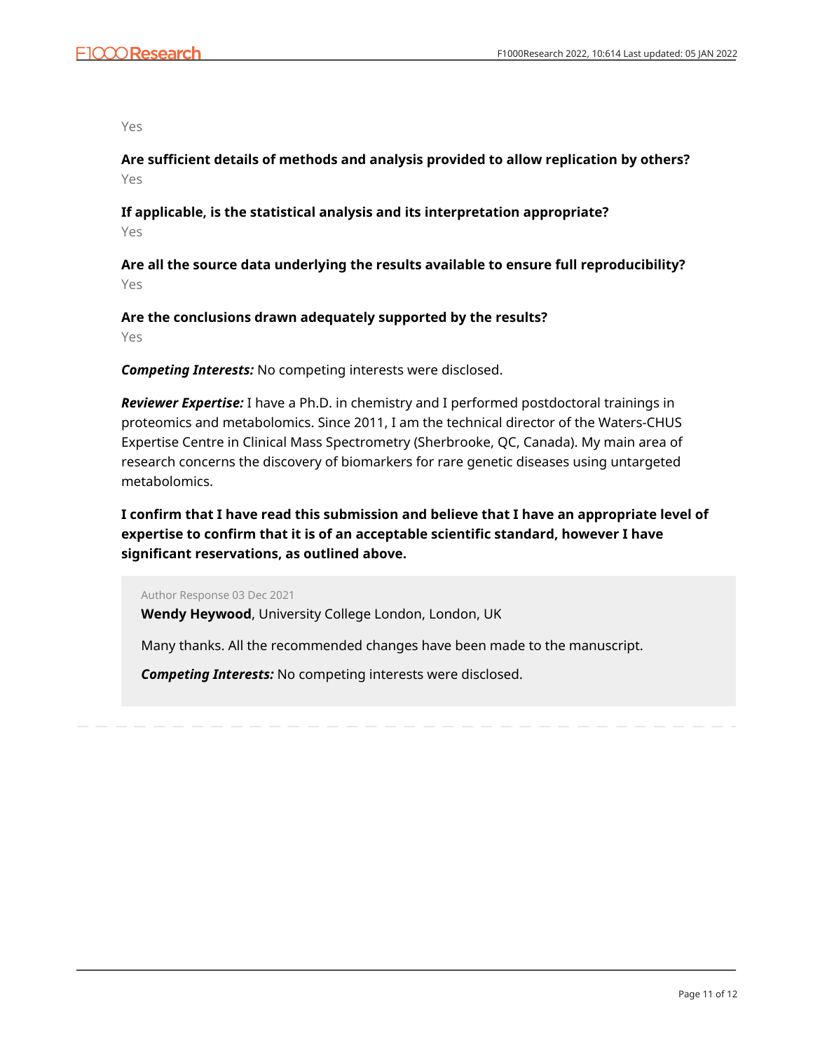Yes

**Are sufficient details of methods and analysis provided to allow replication by others?**

Yes

**If applicable, is the statistical analysis and its interpretation appropriate?**

Yes

**Are all the source data underlying the results available to ensure full reproducibility?**

Yes

**Are the conclusions drawn adequately supported by the results?**

Yes

***Competing Interests:*** No competing interests were disclosed.

***Reviewer Expertise:*** I have a Ph.D. in chemistry and I performed postdoctoral trainings in proteomics and metabolomics. Since 2011, I am the technical director of the Waters-CHUS Expertise Centre in Clinical Mass Spectrometry (Sherbrooke, QC, Canada). My main area of research concerns the discovery of biomarkers for rare genetic diseases using untargeted metabolomics.

**I confirm that I have read this submission and believe that I have an appropriate level of expertise to confirm that it is of an acceptable scientific standard, however I have significant reservations, as outlined above.**

Author Response 03 Dec 2021

**Wendy Heywood**, University College London, London, UK

Many thanks. All the recommended changes have been made to the manuscript.

***Competing Interests:*** No competing interests were disclosed.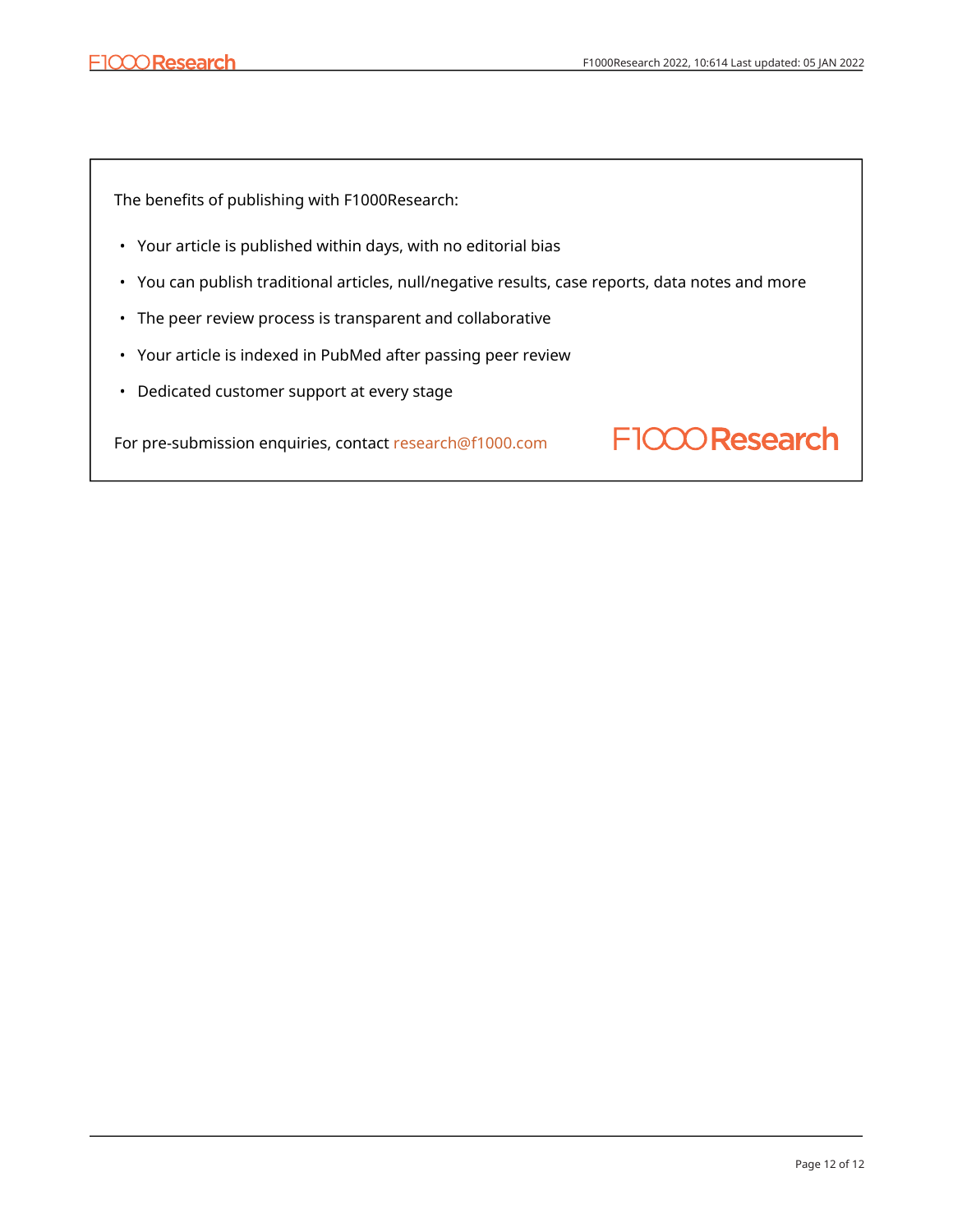The benefits of publishing with F1000Research:

- Your article is published within days, with no editorial bias
- You can publish traditional articles, null/negative results, case reports, data notes and more
- The peer review process is transparent and collaborative
- Your article is indexed in PubMed after passing peer review
- Dedicated customer support at every stage

For pre-submission enquiries, contact research@f1000.com

F1000Research